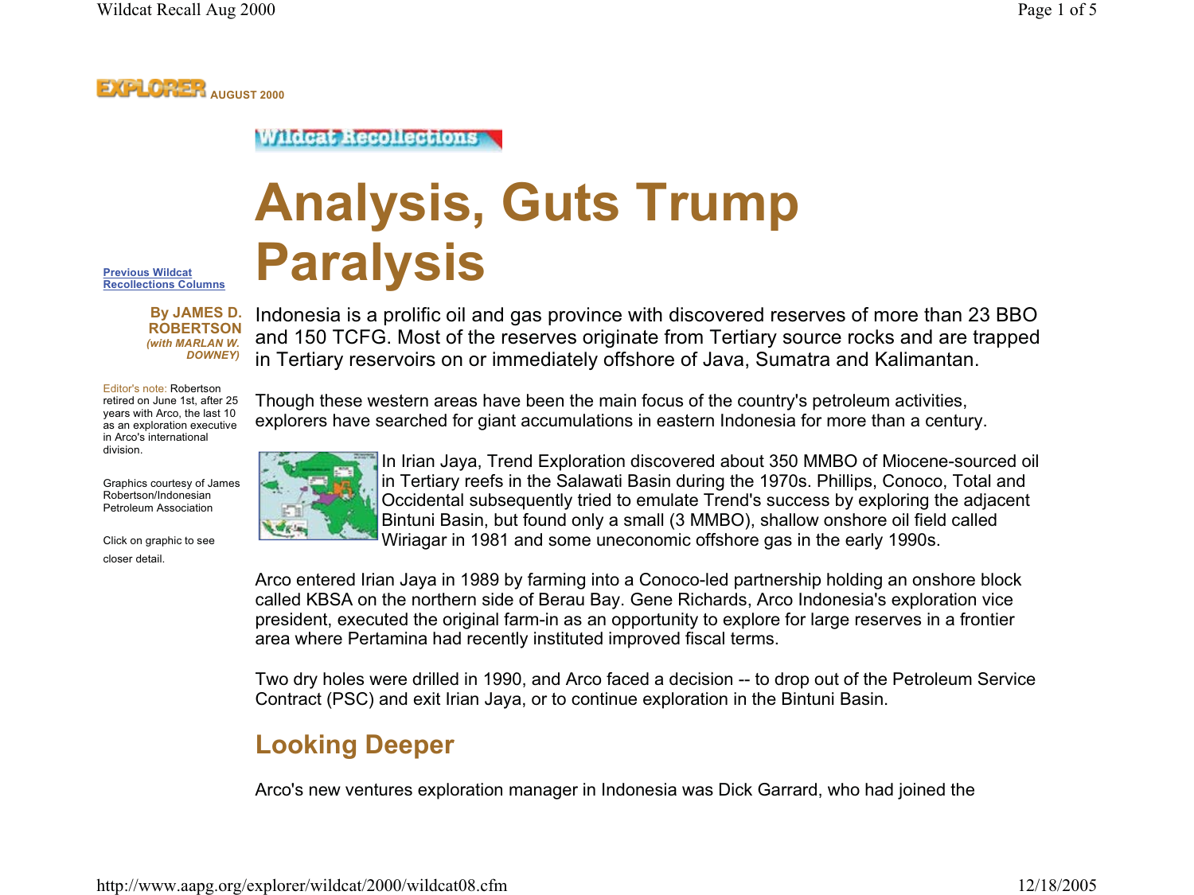EXPLORER AUGUST 2000

Wildcat Recollections

# Analysis, Guts Trump Paralysis

Previous Wildcat Recollections Columns

**By JAMES D. ROBERTSON**
*(with MARLAN W. DOWNEY)*

Editor's note: Robertson retired on June 1st, after 25 years with Arco, the last 10 as an exploration executive in Arco's international division.

Graphics courtesy of James Robertson/Indonesian Petroleum Association

Click on graphic to see closer detail.

Indonesia is a prolific oil and gas province with discovered reserves of more than 23 BBO and 150 TCFG. Most of the reserves originate from Tertiary source rocks and are trapped in Tertiary reservoirs on or immediately offshore of Java, Sumatra and Kalimantan.

Though these western areas have been the main focus of the country's petroleum activities, explorers have searched for giant accumulations in eastern Indonesia for more than a century.

In Irian Jaya, Trend Exploration discovered about 350 MMBO of Miocene-sourced oil in Tertiary reefs in the Salawati Basin during the 1970s. Phillips, Conoco, Total and Occidental subsequently tried to emulate Trend's success by exploring the adjacent Bintuni Basin, but found only a small (3 MMBO), shallow onshore oil field called Wiriagar in 1981 and some uneconomic offshore gas in the early 1990s.

Arco entered Irian Jaya in 1989 by farming into a Conoco-led partnership holding an onshore block called KBSA on the northern side of Berau Bay. Gene Richards, Arco Indonesia's exploration vice president, executed the original farm-in as an opportunity to explore for large reserves in a frontier area where Pertamina had recently instituted improved fiscal terms.

Two dry holes were drilled in 1990, and Arco faced a decision -- to drop out of the Petroleum Service Contract (PSC) and exit Irian Jaya, or to continue exploration in the Bintuni Basin.

## Looking Deeper

Arco's new ventures exploration manager in Indonesia was Dick Garrard, who had joined the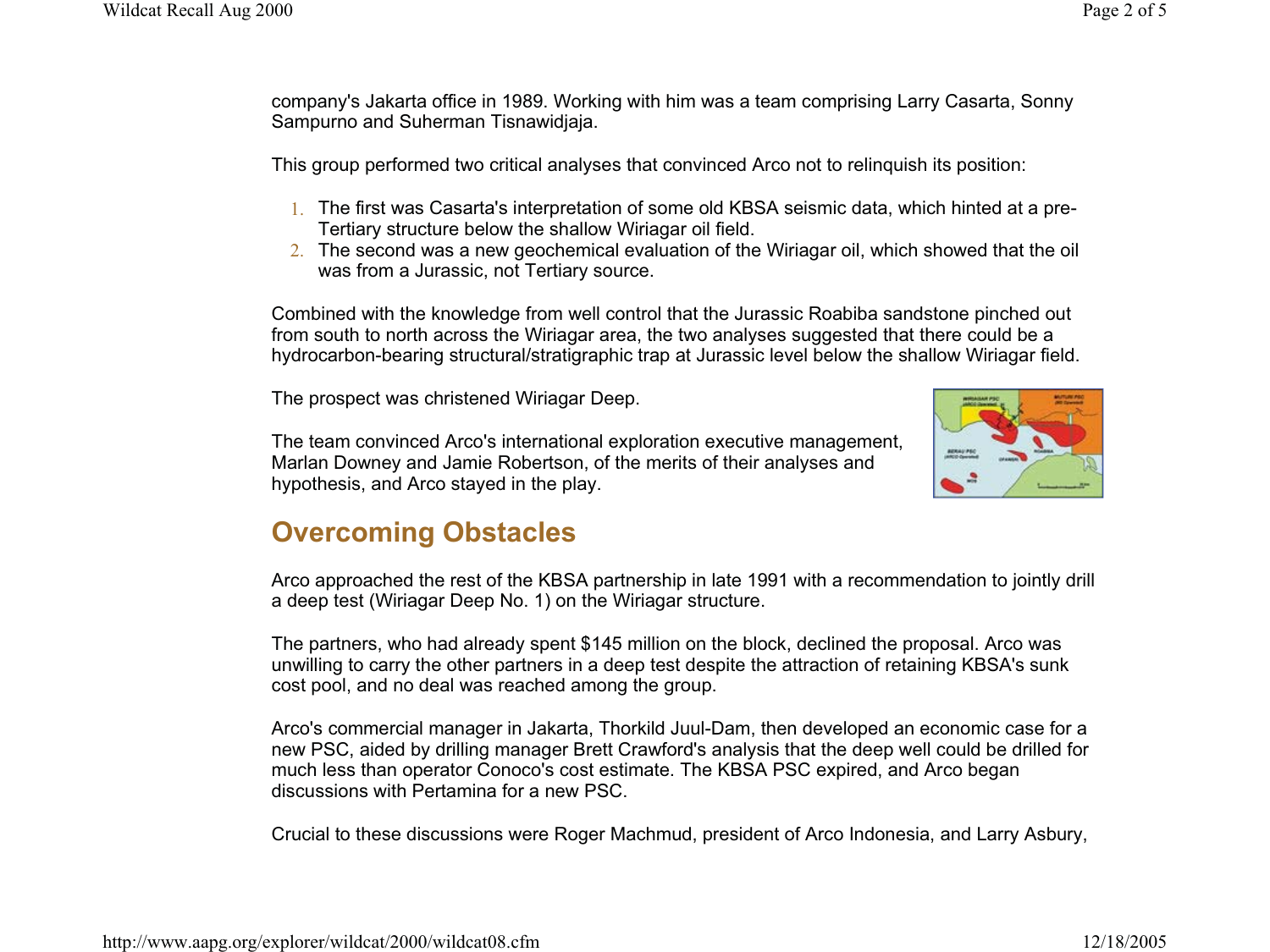company's Jakarta office in 1989. Working with him was a team comprising Larry Casarta, Sonny Sampurno and Suherman Tisnawidjaja.

This group performed two critical analyses that convinced Arco not to relinquish its position:

1. The first was Casarta's interpretation of some old KBSA seismic data, which hinted at a pre-Tertiary structure below the shallow Wiriagar oil field.
2. The second was a new geochemical evaluation of the Wiriagar oil, which showed that the oil was from a Jurassic, not Tertiary source.

Combined with the knowledge from well control that the Jurassic Roabiba sandstone pinched out from south to north across the Wiriagar area, the two analyses suggested that there could be a hydrocarbon-bearing structural/stratigraphic trap at Jurassic level below the shallow Wiriagar field.

The prospect was christened Wiriagar Deep.

The team convinced Arco's international exploration executive management, Marlan Downey and Jamie Robertson, of the merits of their analyses and hypothesis, and Arco stayed in the play.

## Overcoming Obstacles

Arco approached the rest of the KBSA partnership in late 1991 with a recommendation to jointly drill a deep test (Wiriagar Deep No. 1) on the Wiriagar structure.

The partners, who had already spent $145 million on the block, declined the proposal. Arco was unwilling to carry the other partners in a deep test despite the attraction of retaining KBSA's sunk cost pool, and no deal was reached among the group.

Arco's commercial manager in Jakarta, Thorkild Juul-Dam, then developed an economic case for a new PSC, aided by drilling manager Brett Crawford's analysis that the deep well could be drilled for much less than operator Conoco's cost estimate. The KBSA PSC expired, and Arco began discussions with Pertamina for a new PSC.

Crucial to these discussions were Roger Machmud, president of Arco Indonesia, and Larry Asbury,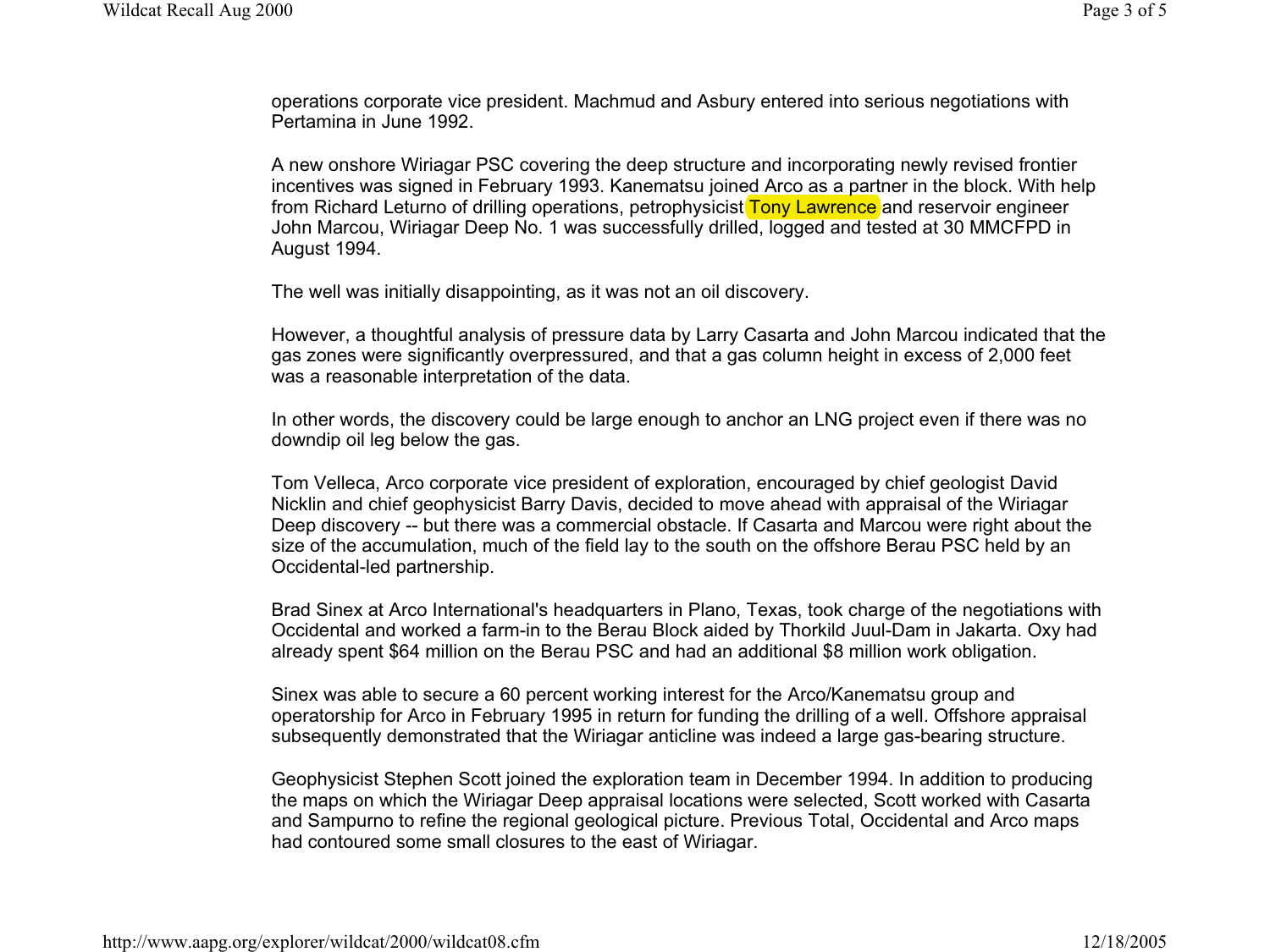operations corporate vice president. Machmud and Asbury entered into serious negotiations with Pertamina in June 1992.

A new onshore Wiriagar PSC covering the deep structure and incorporating newly revised frontier incentives was signed in February 1993. Kanematsu joined Arco as a partner in the block. With help from Richard Leturno of drilling operations, petrophysicist Tony Lawrence and reservoir engineer John Marcou, Wiriagar Deep No. 1 was successfully drilled, logged and tested at 30 MMCFPD in August 1994.

The well was initially disappointing, as it was not an oil discovery.

However, a thoughtful analysis of pressure data by Larry Casarta and John Marcou indicated that the gas zones were significantly overpressured, and that a gas column height in excess of 2,000 feet was a reasonable interpretation of the data.

In other words, the discovery could be large enough to anchor an LNG project even if there was no downdip oil leg below the gas.

Tom Velleca, Arco corporate vice president of exploration, encouraged by chief geologist David Nicklin and chief geophysicist Barry Davis, decided to move ahead with appraisal of the Wiriagar Deep discovery -- but there was a commercial obstacle. If Casarta and Marcou were right about the size of the accumulation, much of the field lay to the south on the offshore Berau PSC held by an Occidental-led partnership.

Brad Sinex at Arco International's headquarters in Plano, Texas, took charge of the negotiations with Occidental and worked a farm-in to the Berau Block aided by Thorkild Juul-Dam in Jakarta. Oxy had already spent $64 million on the Berau PSC and had an additional $8 million work obligation.

Sinex was able to secure a 60 percent working interest for the Arco/Kanematsu group and operatorship for Arco in February 1995 in return for funding the drilling of a well. Offshore appraisal subsequently demonstrated that the Wiriagar anticline was indeed a large gas-bearing structure.

Geophysicist Stephen Scott joined the exploration team in December 1994. In addition to producing the maps on which the Wiriagar Deep appraisal locations were selected, Scott worked with Casarta and Sampurno to refine the regional geological picture. Previous Total, Occidental and Arco maps had contoured some small closures to the east of Wiriagar.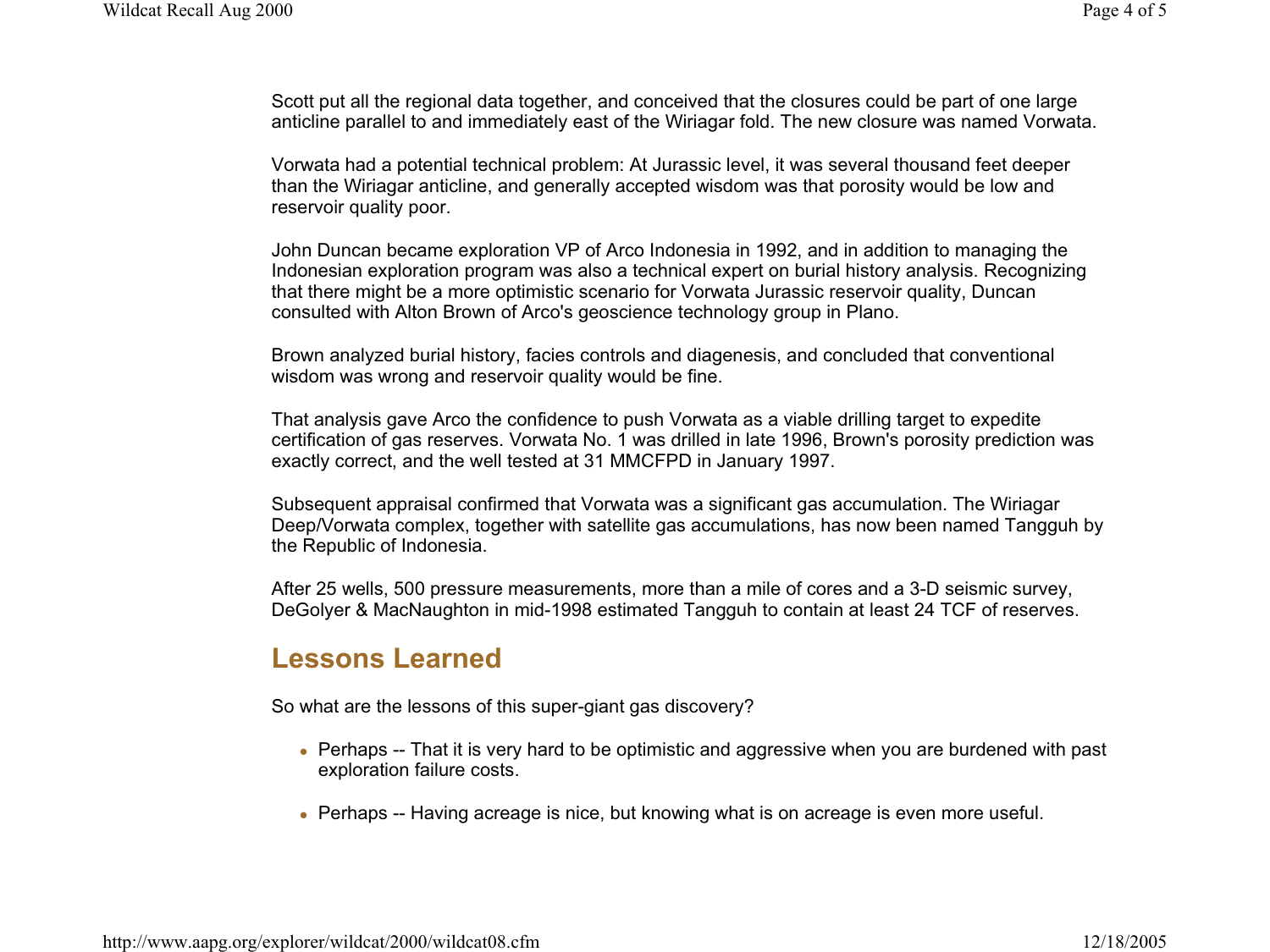Scott put all the regional data together, and conceived that the closures could be part of one large anticline parallel to and immediately east of the Wiriagar fold. The new closure was named Vorwata.

Vorwata had a potential technical problem: At Jurassic level, it was several thousand feet deeper than the Wiriagar anticline, and generally accepted wisdom was that porosity would be low and reservoir quality poor.

John Duncan became exploration VP of Arco Indonesia in 1992, and in addition to managing the Indonesian exploration program was also a technical expert on burial history analysis. Recognizing that there might be a more optimistic scenario for Vorwata Jurassic reservoir quality, Duncan consulted with Alton Brown of Arco's geoscience technology group in Plano.

Brown analyzed burial history, facies controls and diagenesis, and concluded that conventional wisdom was wrong and reservoir quality would be fine.

That analysis gave Arco the confidence to push Vorwata as a viable drilling target to expedite certification of gas reserves. Vorwata No. 1 was drilled in late 1996, Brown's porosity prediction was exactly correct, and the well tested at 31 MMCFPD in January 1997.

Subsequent appraisal confirmed that Vorwata was a significant gas accumulation. The Wiriagar Deep/Vorwata complex, together with satellite gas accumulations, has now been named Tangguh by the Republic of Indonesia.

After 25 wells, 500 pressure measurements, more than a mile of cores and a 3-D seismic survey, DeGolyer & MacNaughton in mid-1998 estimated Tangguh to contain at least 24 TCF of reserves.

## Lessons Learned

So what are the lessons of this super-giant gas discovery?

- Perhaps -- That it is very hard to be optimistic and aggressive when you are burdened with past exploration failure costs.
- Perhaps -- Having acreage is nice, but knowing what is on acreage is even more useful.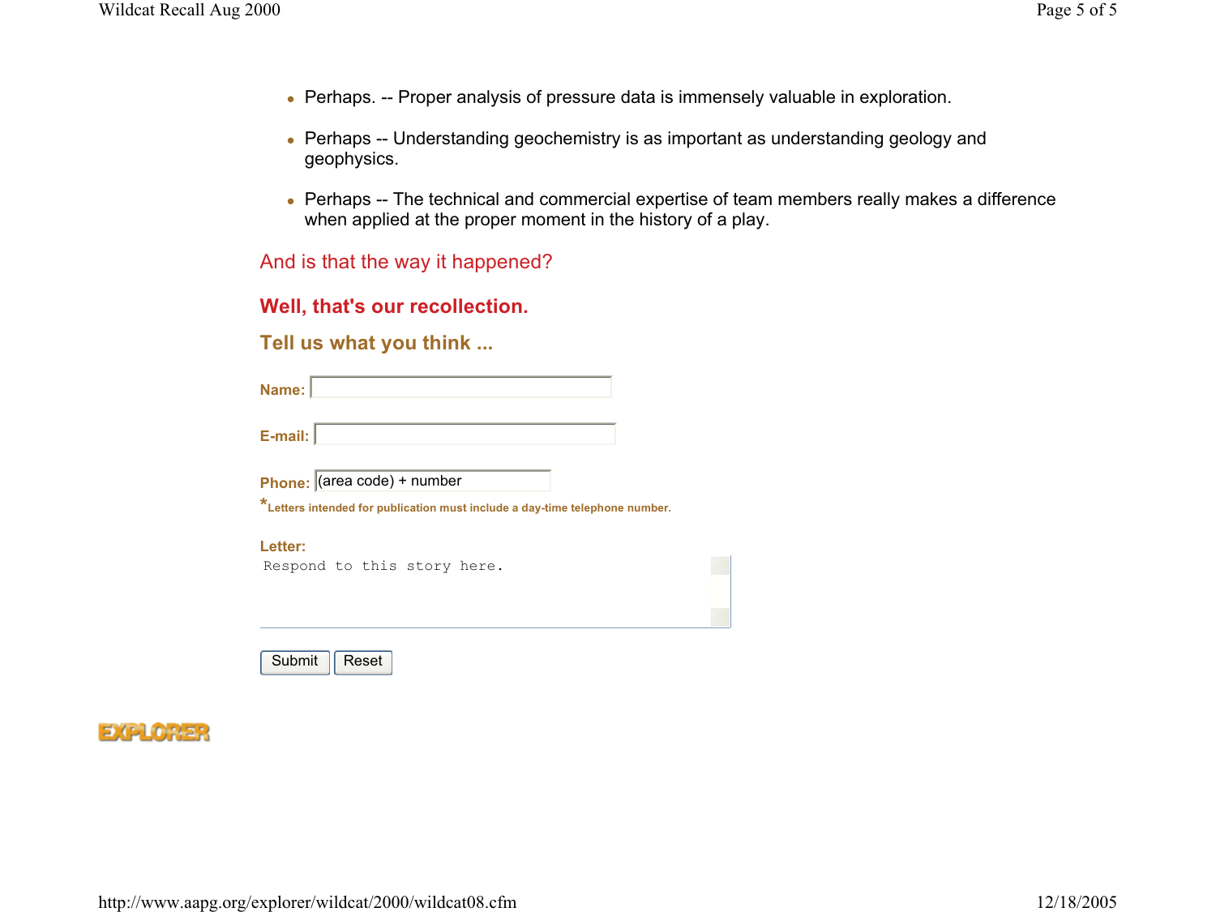- Perhaps. -- Proper analysis of pressure data is immensely valuable in exploration.
- Perhaps -- Understanding geochemistry is as important as understanding geology and geophysics.
- Perhaps -- The technical and commercial expertise of team members really makes a difference when applied at the proper moment in the history of a play.

And is that the way it happened?

**Well, that's our recollection.**

**Tell us what you think ...**

**Name:**

**E-mail:**

**Phone:** (area code) + number

***Letters intended for publication must include a day-time telephone number.**

**Letter:**

Respond to this story here.

Submit Reset

EXPLORER